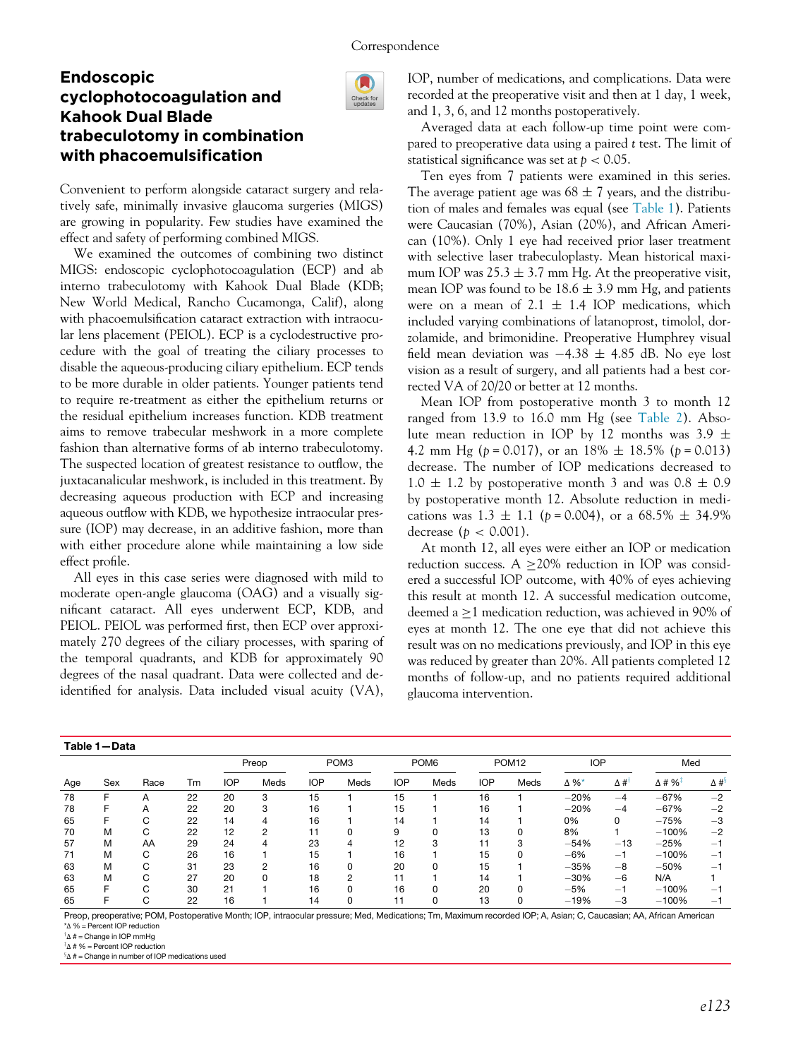# Endoscopic cyclophotocoagulation and Kahook Dual Blade trabeculotomy in combination with phacoemulsification

Convenient to perform alongside cataract surgery and relatively safe, minimally invasive glaucoma surgeries (MIGS) are growing in popularity. Few studies have examined the effect and safety of performing combined MIGS.

We examined the outcomes of combining two distinct MIGS: endoscopic cyclophotocoagulation (ECP) and ab interno trabeculotomy with Kahook Dual Blade (KDB; New World Medical, Rancho Cucamonga, Calif), along with phacoemulsification cataract extraction with intraocular lens placement (PEIOL). ECP is a cyclodestructive procedure with the goal of treating the ciliary processes to disable the aqueous-producing ciliary epithelium. ECP tends to be more durable in older patients. Younger patients tend to require re-treatment as either the epithelium returns or the residual epithelium increases function. KDB treatment aims to remove trabecular meshwork in a more complete fashion than alternative forms of ab interno trabeculotomy. The suspected location of greatest resistance to outflow, the juxtacanalicular meshwork, is included in this treatment. By decreasing aqueous production with ECP and increasing aqueous outflow with KDB, we hypothesize intraocular pressure (IOP) may decrease, in an additive fashion, more than with either procedure alone while maintaining a low side effect profile.

All eyes in this case series were diagnosed with mild to moderate open-angle glaucoma (OAG) and a visually significant cataract. All eyes underwent ECP, KDB, and PEIOL. PEIOL was performed first, then ECP over approximately 270 degrees of the ciliary processes, with sparing of the temporal quadrants, and KDB for approximately 90 degrees of the nasal quadrant. Data were collected and de-identified for analysis. Data included visual acuity (VA), IOP, number of medications, and complications. Data were recorded at the preoperative visit and then at 1 day, 1 week, and 1, 3, 6, and 12 months postoperatively.

Averaged data at each follow-up time point were compared to preoperative data using a paired *t* test. The limit of statistical significance was set at $p < 0.05$.

Ten eyes from 7 patients were examined in this series. The average patient age was 68 ± 7 years, and the distribution of males and females was equal (see Table 1). Patients were Caucasian (70%), Asian (20%), and African American (10%). Only 1 eye had received prior laser treatment with selective laser trabeculoplasty. Mean historical maximum IOP was 25.3 ± 3.7 mm Hg. At the preoperative visit, mean IOP was found to be 18.6 ± 3.9 mm Hg, and patients were on a mean of 2.1 ± 1.4 IOP medications, which included varying combinations of latanoprost, timolol, dorzolamide, and brimonidine. Preoperative Humphrey visual field mean deviation was −4.38 ± 4.85 dB. No eye lost vision as a result of surgery, and all patients had a best corrected VA of 20/20 or better at 12 months.

Mean IOP from postoperative month 3 to month 12 ranged from 13.9 to 16.0 mm Hg (see Table 2). Absolute mean reduction in IOP by 12 months was 3.9 ± 4.2 mm Hg ($p = 0.017$), or an 18% ± 18.5% ($p = 0.013$) decrease. The number of IOP medications decreased to 1.0 ± 1.2 by postoperative month 3 and was 0.8 ± 0.9 by postoperative month 12. Absolute reduction in medications was 1.3 ± 1.1 ($p = 0.004$), or a 68.5% ± 34.9% decrease ($p < 0.001$).

At month 12, all eyes were either an IOP or medication reduction success. A ≥20% reduction in IOP was considered a successful IOP outcome, with 40% of eyes achieving this result at month 12. A successful medication outcome, deemed a ≥1 medication reduction, was achieved in 90% of eyes at month 12. The one eye that did not achieve this result was on no medications previously, and IOP in this eye was reduced by greater than 20%. All patients completed 12 months of follow-up, and no patients required additional glaucoma intervention.

**Table 1—Data**

| | | | | Preop | | POM3 | | POM6 | | POM12 | | IOP | | Med | |
|---|---|---|---|---|---|---|---|---|---|---|---|---|---|---|---|
| Age | Sex | Race | Tm | IOP | Meds | IOP | Meds | IOP | Meds | IOP | Meds | Δ %* | Δ #[†] | Δ # %[‡] | Δ #[§] |
| 78 | F | A | 22 | 20 | 3 | 15 | 1 | 15 | 1 | 16 | 1 | −20% | −4 | −67% | −2 |
| 78 | F | A | 22 | 20 | 3 | 16 | 1 | 15 | 1 | 16 | 1 | −20% | −4 | −67% | −2 |
| 65 | F | C | 22 | 14 | 4 | 16 | 1 | 14 | 1 | 14 | 1 | 0% | 0 | −75% | −3 |
| 70 | M | C | 22 | 12 | 2 | 11 | 0 | 9 | 0 | 13 | 0 | 8% | 1 | −100% | −2 |
| 57 | M | AA | 29 | 24 | 4 | 23 | 4 | 12 | 3 | 11 | 3 | −54% | −13 | −25% | −1 |
| 71 | M | C | 26 | 16 | 1 | 15 | 1 | 16 | 1 | 15 | 0 | −6% | −1 | −100% | −1 |
| 63 | M | C | 31 | 23 | 2 | 16 | 0 | 20 | 0 | 15 | 1 | −35% | −8 | −50% | −1 |
| 63 | M | C | 27 | 20 | 0 | 18 | 2 | 11 | 1 | 14 | 1 | −30% | −6 | N/A | 1 |
| 65 | F | C | 30 | 21 | 1 | 16 | 0 | 16 | 0 | 20 | 0 | −5% | −1 | −100% | −1 |
| 65 | F | C | 22 | 16 | 1 | 14 | 0 | 11 | 0 | 13 | 0 | −19% | −3 | −100% | −1 |

Preop, preoperative; POM, Postoperative Month; IOP, intraocular pressure; Med, Medications; Tm, Maximum recorded IOP; A, Asian; C, Caucasian; AA, African American
*Δ % = Percent IOP reduction
[†]Δ # = Change in IOP mmHg
[‡]Δ # % = Percent IOP reduction
[§]Δ # = Change in number of IOP medications used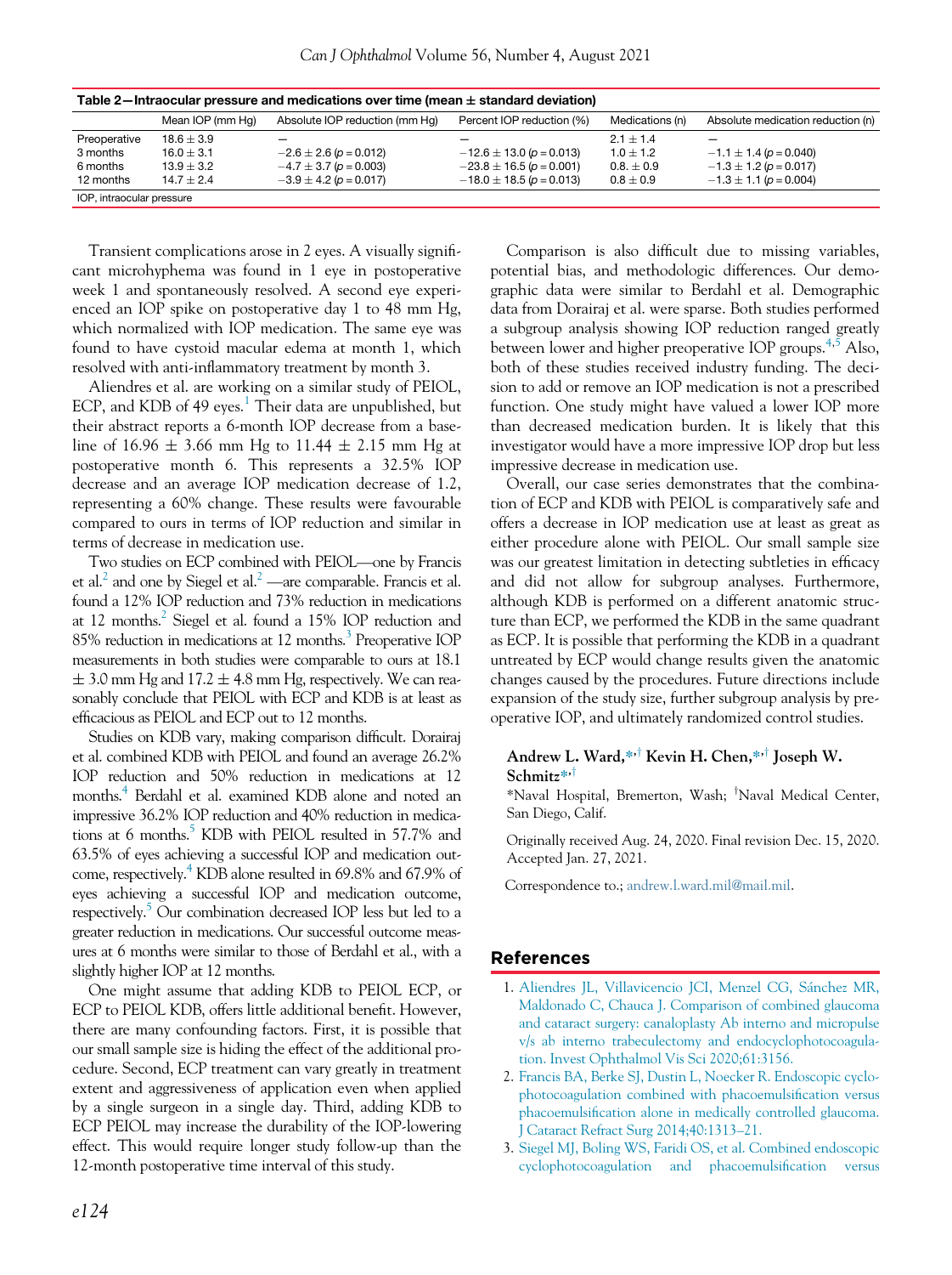**Table 2—Intraocular pressure and medications over time (mean ± standard deviation)**

| | Mean IOP (mm Hg) | Absolute IOP reduction (mm Hg) | Percent IOP reduction (%) | Medications (n) | Absolute medication reduction (n) |
|---|---|---|---|---|---|
| Preoperative | 18.6 ± 3.9 | — | — | 2.1 ± 1.4 | — |
| 3 months | 16.0 ± 3.1 | −2.6 ± 2.6 ($p = 0.012$) | −12.6 ± 13.0 ($p = 0.013$) | 1.0 ± 1.2 | −1.1 ± 1.4 ($p = 0.040$) |
| 6 months | 13.9 ± 3.2 | −4.7 ± 3.7 ($p = 0.003$) | −23.8 ± 16.5 ($p = 0.001$) | 0.8. ± 0.9 | −1.3 ± 1.2 ($p = 0.017$) |
| 12 months | 14.7 ± 2.4 | −3.9 ± 4.2 ($p = 0.017$) | −18.0 ± 18.5 ($p = 0.013$) | 0.8 ± 0.9 | −1.3 ± 1.1 ($p = 0.004$) |

IOP, intraocular pressure

Transient complications arose in 2 eyes. A visually significant microhyphema was found in 1 eye in postoperative week 1 and spontaneously resolved. A second eye experienced an IOP spike on postoperative day 1 to 48 mm Hg, which normalized with IOP medication. The same eye was found to have cystoid macular edema at month 1, which resolved with anti-inflammatory treatment by month 3.

Aliendres et al. are working on a similar study of PEIOL, ECP, and KDB of 49 eyes.[1] Their data are unpublished, but their abstract reports a 6-month IOP decrease from a baseline of 16.96 ± 3.66 mm Hg to 11.44 ± 2.15 mm Hg at postoperative month 6. This represents a 32.5% IOP decrease and an average IOP medication decrease of 1.2, representing a 60% change. These results were favourable compared to ours in terms of IOP reduction and similar in terms of decrease in medication use.

Two studies on ECP combined with PEIOL—one by Francis et al.[2] and one by Siegel et al.[2] —are comparable. Francis et al. found a 12% IOP reduction and 73% reduction in medications at 12 months.[2] Siegel et al. found a 15% IOP reduction and 85% reduction in medications at 12 months.[3] Preoperative IOP measurements in both studies were comparable to ours at 18.1 ± 3.0 mm Hg and 17.2 ± 4.8 mm Hg, respectively. We can reasonably conclude that PEIOL with ECP and KDB is at least as efficacious as PEIOL and ECP out to 12 months.

Studies on KDB vary, making comparison difficult. Dorairaj et al. combined KDB with PEIOL and found an average 26.2% IOP reduction and 50% reduction in medications at 12 months.[4] Berdahl et al. examined KDB alone and noted an impressive 36.2% IOP reduction and 40% reduction in medications at 6 months.[5] KDB with PEIOL resulted in 57.7% and 63.5% of eyes achieving a successful IOP and medication outcome, respectively.[4] KDB alone resulted in 69.8% and 67.9% of eyes achieving a successful IOP and medication outcome, respectively.[5] Our combination decreased IOP less but led to a greater reduction in medications. Our successful outcome measures at 6 months were similar to those of Berdahl et al., with a slightly higher IOP at 12 months.

One might assume that adding KDB to PEIOL ECP, or ECP to PEIOL KDB, offers little additional benefit. However, there are many confounding factors. First, it is possible that our small sample size is hiding the effect of the additional procedure. Second, ECP treatment can vary greatly in treatment extent and aggressiveness of application even when applied by a single surgeon in a single day. Third, adding KDB to ECP PEIOL may increase the durability of the IOP-lowering effect. This would require longer study follow-up than the 12-month postoperative time interval of this study.

Comparison is also difficult due to missing variables, potential bias, and methodologic differences. Our demographic data were similar to Berdahl et al. Demographic data from Dorairaj et al. were sparse. Both studies performed a subgroup analysis showing IOP reduction ranged greatly between lower and higher preoperative IOP groups.[4,5] Also, both of these studies received industry funding. The decision to add or remove an IOP medication is not a prescribed function. One study might have valued a lower IOP more than decreased medication burden. It is likely that this investigator would have a more impressive IOP drop but less impressive decrease in medication use.

Overall, our case series demonstrates that the combination of ECP and KDB with PEIOL is comparatively safe and offers a decrease in IOP medication use at least as great as either procedure alone with PEIOL. Our small sample size was our greatest limitation in detecting subtleties in efficacy and did not allow for subgroup analyses. Furthermore, although KDB is performed on a different anatomic structure than ECP, we performed the KDB in the same quadrant as ECP. It is possible that performing the KDB in a quadrant untreated by ECP would change results given the anatomic changes caused by the procedures. Future directions include expansion of the study size, further subgroup analysis by preoperative IOP, and ultimately randomized control studies.

**Andrew L. Ward,**[*,†] **Kevin H. Chen,**[*,†] **Joseph W. Schmitz**[*,†]

[*]Naval Hospital, Bremerton, Wash; [†]Naval Medical Center, San Diego, Calif.

Originally received Aug. 24, 2020. Final revision Dec. 15, 2020. Accepted Jan. 27, 2021.

Correspondence to.; andrew.l.ward.mil@mail.mil.

## References

1. Aliendres JL, Villavicencio JCI, Menzel CG, Sánchez MR, Maldonado C, Chauca J. Comparison of combined glaucoma and cataract surgery: canaloplasty Ab interno and micropulse v/s ab interno trabeculectomy and endocyclophotocoagulation. Invest Ophthalmol Vis Sci 2020;61:3156.
2. Francis BA, Berke SJ, Dustin L, Noecker R. Endoscopic cyclophotocoagulation combined with phacoemulsification versus phacoemulsification alone in medically controlled glaucoma. J Cataract Refract Surg 2014;40:1313–21.
3. Siegel MJ, Boling WS, Faridi OS, et al. Combined endoscopic cyclophotocoagulation and phacoemulsification versus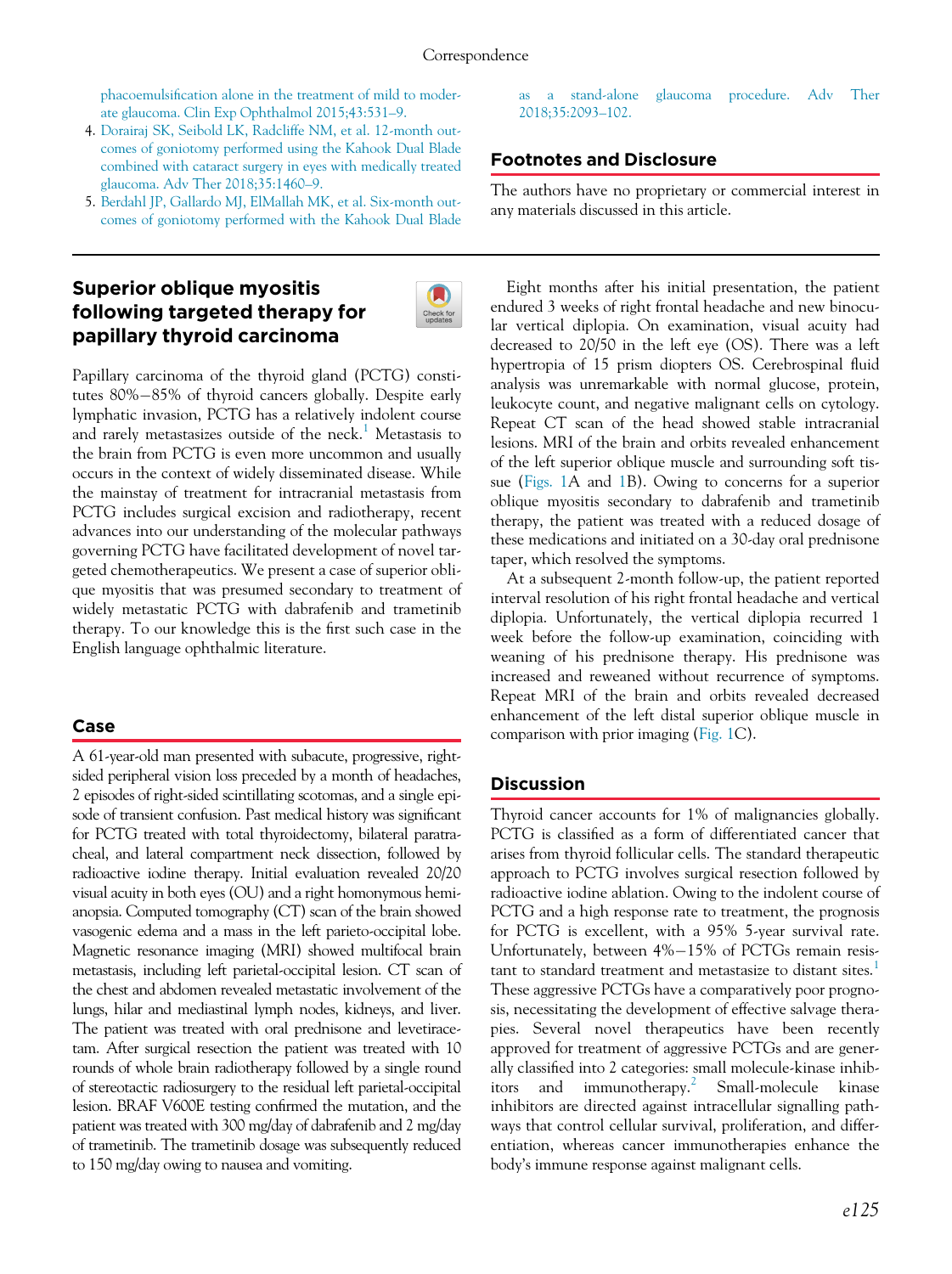phacoemulsification alone in the treatment of mild to moderate glaucoma. Clin Exp Ophthalmol 2015;43:531–9.

4. Dorairaj SK, Seibold LK, Radcliffe NM, et al. 12-month outcomes of goniotomy performed using the Kahook Dual Blade combined with cataract surgery in eyes with medically treated glaucoma. Adv Ther 2018;35:1460–9.
5. Berdahl JP, Gallardo MJ, ElMallah MK, et al. Six-month outcomes of goniotomy performed with the Kahook Dual Blade as a stand-alone glaucoma procedure. Adv Ther 2018;35:2093–102.

## Footnotes and Disclosure

The authors have no proprietary or commercial interest in any materials discussed in this article.

# Superior oblique myositis following targeted therapy for papillary thyroid carcinoma

Papillary carcinoma of the thyroid gland (PCTG) constitutes 80%−85% of thyroid cancers globally. Despite early lymphatic invasion, PCTG has a relatively indolent course and rarely metastasizes outside of the neck.[1] Metastasis to the brain from PCTG is even more uncommon and usually occurs in the context of widely disseminated disease. While the mainstay of treatment for intracranial metastasis from PCTG includes surgical excision and radiotherapy, recent advances into our understanding of the molecular pathways governing PCTG have facilitated development of novel targeted chemotherapeutics. We present a case of superior oblique myositis that was presumed secondary to treatment of widely metastatic PCTG with dabrafenib and trametinib therapy. To our knowledge this is the first such case in the English language ophthalmic literature.

## Case

A 61-year-old man presented with subacute, progressive, right-sided peripheral vision loss preceded by a month of headaches, 2 episodes of right-sided scintillating scotomas, and a single episode of transient confusion. Past medical history was significant for PCTG treated with total thyroidectomy, bilateral paratracheal, and lateral compartment neck dissection, followed by radioactive iodine therapy. Initial evaluation revealed 20/20 visual acuity in both eyes (OU) and a right homonymous hemianopsia. Computed tomography (CT) scan of the brain showed vasogenic edema and a mass in the left parieto-occipital lobe. Magnetic resonance imaging (MRI) showed multifocal brain metastasis, including left parietal-occipital lesion. CT scan of the chest and abdomen revealed metastatic involvement of the lungs, hilar and mediastinal lymph nodes, kidneys, and liver. The patient was treated with oral prednisone and levetiracetam. After surgical resection the patient was treated with 10 rounds of whole brain radiotherapy followed by a single round of stereotactic radiosurgery to the residual left parietal-occipital lesion. BRAF V600E testing confirmed the mutation, and the patient was treated with 300 mg/day of dabrafenib and 2 mg/day of trametinib. The trametinib dosage was subsequently reduced to 150 mg/day owing to nausea and vomiting.

Eight months after his initial presentation, the patient endured 3 weeks of right frontal headache and new binocular vertical diplopia. On examination, visual acuity had decreased to 20/50 in the left eye (OS). There was a left hypertropia of 15 prism diopters OS. Cerebrospinal fluid analysis was unremarkable with normal glucose, protein, leukocyte count, and negative malignant cells on cytology. Repeat CT scan of the head showed stable intracranial lesions. MRI of the brain and orbits revealed enhancement of the left superior oblique muscle and surrounding soft tissue (Figs. 1A and 1B). Owing to concerns for a superior oblique myositis secondary to dabrafenib and trametinib therapy, the patient was treated with a reduced dosage of these medications and initiated on a 30-day oral prednisone taper, which resolved the symptoms.

At a subsequent 2-month follow-up, the patient reported interval resolution of his right frontal headache and vertical diplopia. Unfortunately, the vertical diplopia recurred 1 week before the follow-up examination, coinciding with weaning of his prednisone therapy. His prednisone was increased and reweaned without recurrence of symptoms. Repeat MRI of the brain and orbits revealed decreased enhancement of the left distal superior oblique muscle in comparison with prior imaging (Fig. 1C).

## Discussion

Thyroid cancer accounts for 1% of malignancies globally. PCTG is classified as a form of differentiated cancer that arises from thyroid follicular cells. The standard therapeutic approach to PCTG involves surgical resection followed by radioactive iodine ablation. Owing to the indolent course of PCTG and a high response rate to treatment, the prognosis for PCTG is excellent, with a 95% 5-year survival rate. Unfortunately, between 4%−15% of PCTGs remain resistant to standard treatment and metastasize to distant sites.[1] These aggressive PCTGs have a comparatively poor prognosis, necessitating the development of effective salvage therapies. Several novel therapeutics have been recently approved for treatment of aggressive PCTGs and are generally classified into 2 categories: small molecule-kinase inhibitors and immunotherapy.[2] Small-molecule kinase inhibitors are directed against intracellular signalling pathways that control cellular survival, proliferation, and differentiation, whereas cancer immunotherapies enhance the body's immune response against malignant cells.